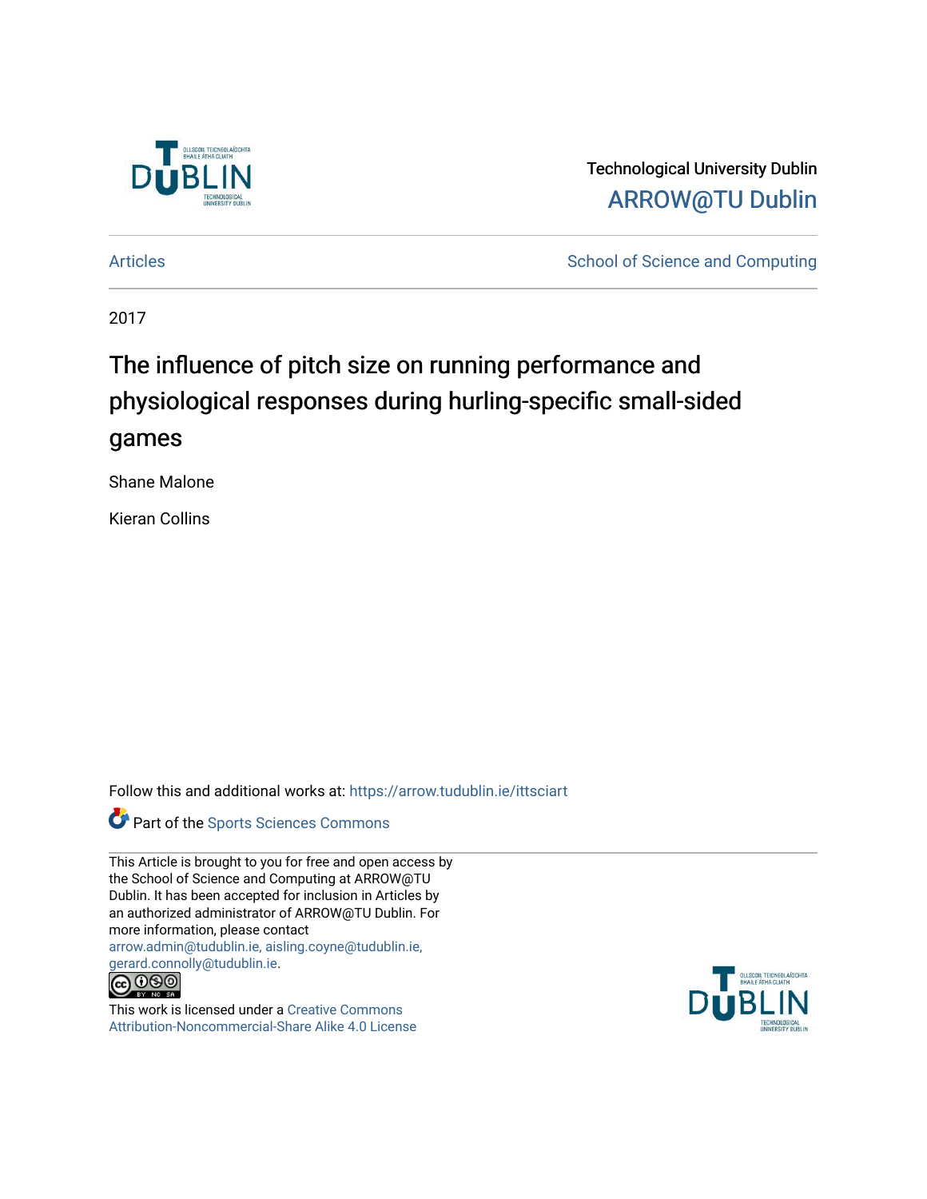Technological University Dublin

ARROW@TU Dublin

Articles

School of Science and Computing

2017

# The influence of pitch size on running performance and physiological responses during hurling-specific small-sided games

Shane Malone

Kieran Collins

Follow this and additional works at: https://arrow.tudublin.ie/ittsciart

Part of the Sports Sciences Commons

This Article is brought to you for free and open access by the School of Science and Computing at ARROW@TU Dublin. It has been accepted for inclusion in Articles by an authorized administrator of ARROW@TU Dublin. For more information, please contact arrow.admin@tudublin.ie, aisling.coyne@tudublin.ie, gerard.connolly@tudublin.ie.

This work is licensed under a Creative Commons Attribution-Noncommercial-Share Alike 4.0 License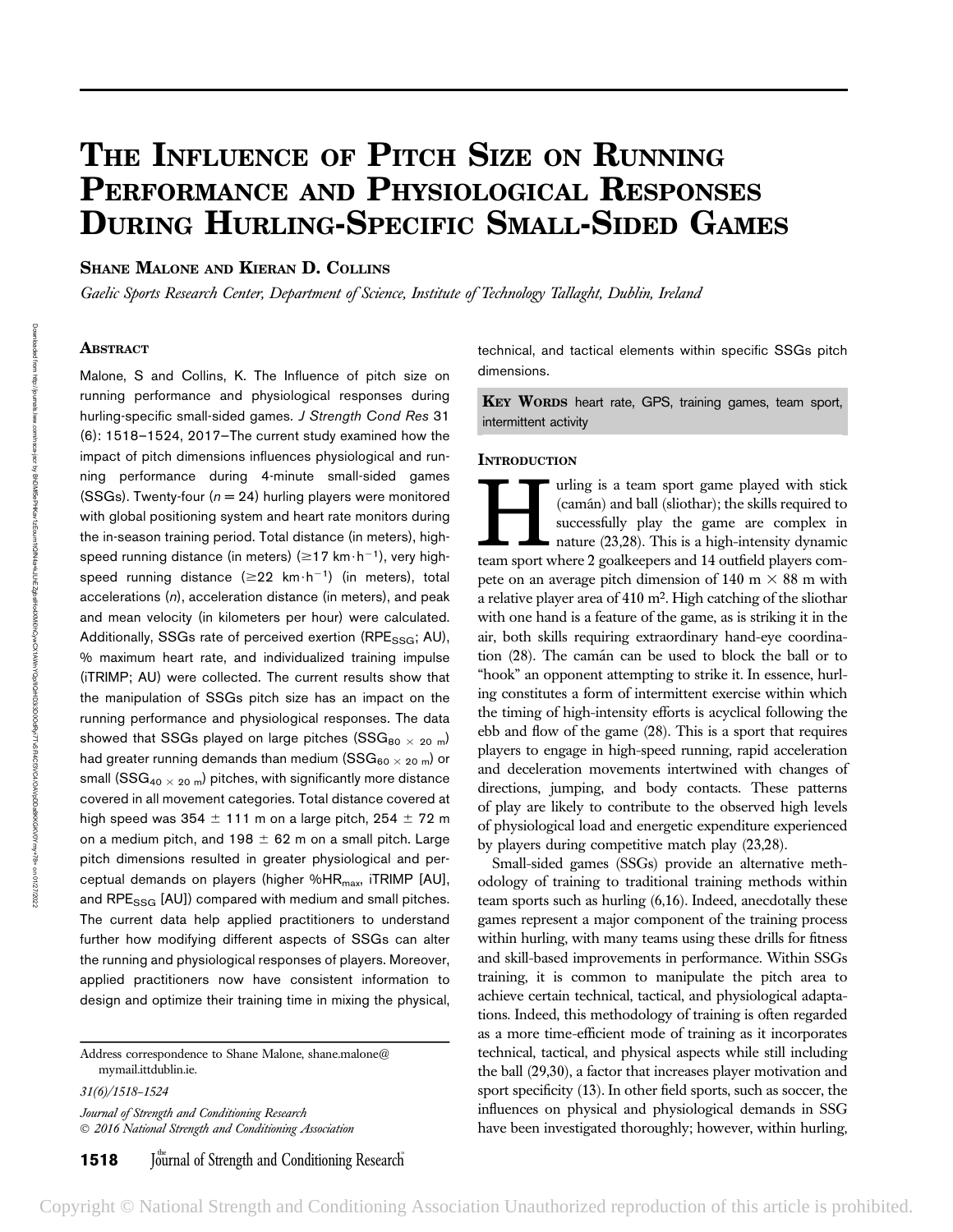# The Influence of Pitch Size on Running Performance and Physiological Responses During Hurling-Specific Small-Sided Games

**Shane Malone and Kieran D. Collins**

*Gaelic Sports Research Center, Department of Science, Institute of Technology Tallaght, Dublin, Ireland*

## Abstract

Malone, S and Collins, K. The Influence of pitch size on running performance and physiological responses during hurling-specific small-sided games. *J Strength Cond Res* 31 (6): 1518–1524, 2017—The current study examined how the impact of pitch dimensions influences physiological and running performance during 4-minute small-sided games (SSGs). Twenty-four ($n = 24$) hurling players were monitored with global positioning system and heart rate monitors during the in-season training period. Total distance (in meters), high-speed running distance (in meters) ($\geq 17$ km·h$^{-1}$), very high-speed running distance ($\geq 22$ km·h$^{-1}$) (in meters), total accelerations ($n$), acceleration distance (in meters), and peak and mean velocity (in kilometers per hour) were calculated. Additionally, SSGs rate of perceived exertion (RPE$_{SSG}$; AU), % maximum heart rate, and individualized training impulse (iTRIMP; AU) were collected. The current results show that the manipulation of SSGs pitch size has an impact on the running performance and physiological responses. The data showed that SSGs played on large pitches (SSG$_{80 \times 20\ m}$) had greater running demands than medium (SSG$_{60 \times 20\ m}$) or small (SSG$_{40 \times 20\ m}$) pitches, with significantly more distance covered in all movement categories. Total distance covered at high speed was 354 ± 111 m on a large pitch, 254 ± 72 m on a medium pitch, and 198 ± 62 m on a small pitch. Large pitch dimensions resulted in greater physiological and perceptual demands on players (higher %HR$_{max}$, iTRIMP [AU], and RPE$_{SSG}$ [AU]) compared with medium and small pitches. The current data help applied practitioners to understand further how modifying different aspects of SSGs can alter the running and physiological responses of players. Moreover, applied practitioners now have consistent information to design and optimize their training time in mixing the physical, technical, and tactical elements within specific SSGs pitch dimensions.

**Key Words** heart rate, GPS, training games, team sport, intermittent activity

## Introduction

Hurling is a team sport game played with stick (camán) and ball (sliothar); the skills required to successfully play the game are complex in nature (23,28). This is a high-intensity dynamic team sport where 2 goalkeepers and 14 outfield players compete on an average pitch dimension of 140 m × 88 m with a relative player area of 410 m². High catching of the sliothar with one hand is a feature of the game, as is striking it in the air, both skills requiring extraordinary hand-eye coordination (28). The camán can be used to block the ball or to "hook" an opponent attempting to strike it. In essence, hurling constitutes a form of intermittent exercise within which the timing of high-intensity efforts is acyclical following the ebb and flow of the game (28). This is a sport that requires players to engage in high-speed running, rapid acceleration and deceleration movements intertwined with changes of directions, jumping, and body contacts. These patterns of play are likely to contribute to the observed high levels of physiological load and energetic expenditure experienced by players during competitive match play (23,28).

Small-sided games (SSGs) provide an alternative methodology of training to traditional training methods within team sports such as hurling (6,16). Indeed, anecdotally these games represent a major component of the training process within hurling, with many teams using these drills for fitness and skill-based improvements in performance. Within SSGs training, it is common to manipulate the pitch area to achieve certain technical, tactical, and physiological adaptations. Indeed, this methodology of training is often regarded as a more time-efficient mode of training as it incorporates technical, tactical, and physical aspects while still including the ball (29,30), a factor that increases player motivation and sport specificity (13). In other field sports, such as soccer, the influences on physical and physiological demands in SSG have been investigated thoroughly; however, within hurling,

Address correspondence to Shane Malone, shane.malone@mymail.ittdublin.ie.

31(6)/1518–1524

*Journal of Strength and Conditioning Research*
*© 2016 National Strength and Conditioning Association*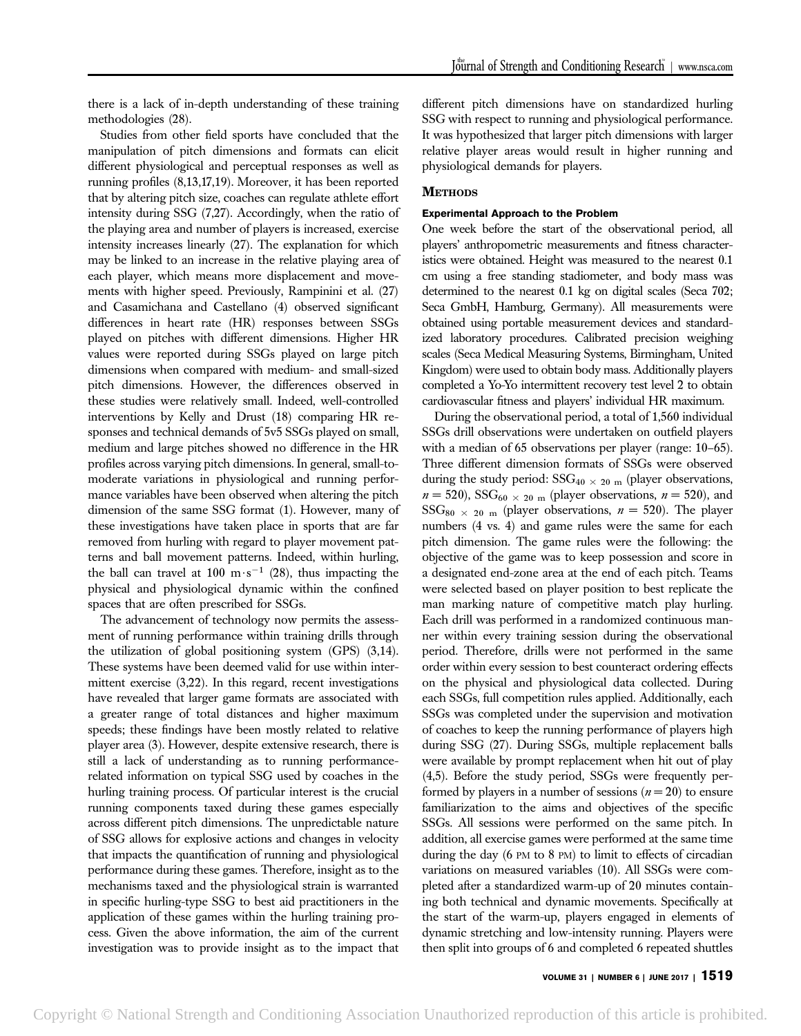there is a lack of in-depth understanding of these training methodologies (28).

Studies from other field sports have concluded that the manipulation of pitch dimensions and formats can elicit different physiological and perceptual responses as well as running profiles (8,13,17,19). Moreover, it has been reported that by altering pitch size, coaches can regulate athlete effort intensity during SSG (7,27). Accordingly, when the ratio of the playing area and number of players is increased, exercise intensity increases linearly (27). The explanation for which may be linked to an increase in the relative playing area of each player, which means more displacement and movements with higher speed. Previously, Rampinini et al. (27) and Casamichana and Castellano (4) observed significant differences in heart rate (HR) responses between SSGs played on pitches with different dimensions. Higher HR values were reported during SSGs played on large pitch dimensions when compared with medium- and small-sized pitch dimensions. However, the differences observed in these studies were relatively small. Indeed, well-controlled interventions by Kelly and Drust (18) comparing HR responses and technical demands of 5v5 SSGs played on small, medium and large pitches showed no difference in the HR profiles across varying pitch dimensions. In general, small-to-moderate variations in physiological and running performance variables have been observed when altering the pitch dimension of the same SSG format (1). However, many of these investigations have taken place in sports that are far removed from hurling with regard to player movement patterns and ball movement patterns. Indeed, within hurling, the ball can travel at 100 $m \cdot s^{-1}$ (28), thus impacting the physical and physiological dynamic within the confined spaces that are often prescribed for SSGs.

The advancement of technology now permits the assessment of running performance within training drills through the utilization of global positioning system (GPS) (3,14). These systems have been deemed valid for use within intermittent exercise (3,22). In this regard, recent investigations have revealed that larger game formats are associated with a greater range of total distances and higher maximum speeds; these findings have been mostly related to relative player area (3). However, despite extensive research, there is still a lack of understanding as to running performance-related information on typical SSG used by coaches in the hurling training process. Of particular interest is the crucial running components taxed during these games especially across different pitch dimensions. The unpredictable nature of SSG allows for explosive actions and changes in velocity that impacts the quantification of running and physiological performance during these games. Therefore, insight as to the mechanisms taxed and the physiological strain is warranted in specific hurling-type SSG to best aid practitioners in the application of these games within the hurling training process. Given the above information, the aim of the current investigation was to provide insight as to the impact that different pitch dimensions have on standardized hurling SSG with respect to running and physiological performance. It was hypothesized that larger pitch dimensions with larger relative player areas would result in higher running and physiological demands for players.

## Methods

### Experimental Approach to the Problem

One week before the start of the observational period, all players' anthropometric measurements and fitness characteristics were obtained. Height was measured to the nearest 0.1 cm using a free standing stadiometer, and body mass was determined to the nearest 0.1 kg on digital scales (Seca 702; Seca GmbH, Hamburg, Germany). All measurements were obtained using portable measurement devices and standardized laboratory procedures. Calibrated precision weighing scales (Seca Medical Measuring Systems, Birmingham, United Kingdom) were used to obtain body mass. Additionally players completed a Yo-Yo intermittent recovery test level 2 to obtain cardiovascular fitness and players' individual HR maximum.

During the observational period, a total of 1,560 individual SSGs drill observations were undertaken on outfield players with a median of 65 observations per player (range: 10–65). Three different dimension formats of SSGs were observed during the study period: $SSG_{40 \times 20 \text{ m}}$ (player observations, $n = 520$), $SSG_{60 \times 20 \text{ m}}$ (player observations, $n = 520$), and $SSG_{80 \times 20 \text{ m}}$ (player observations, $n = 520$). The player numbers (4 vs. 4) and game rules were the same for each pitch dimension. The game rules were the following: the objective of the game was to keep possession and score in a designated end-zone area at the end of each pitch. Teams were selected based on player position to best replicate the man marking nature of competitive match play hurling. Each drill was performed in a randomized continuous manner within every training session during the observational period. Therefore, drills were not performed in the same order within every session to best counteract ordering effects on the physical and physiological data collected. During each SSGs, full competition rules applied. Additionally, each SSGs was completed under the supervision and motivation of coaches to keep the running performance of players high during SSG (27). During SSGs, multiple replacement balls were available by prompt replacement when hit out of play (4,5). Before the study period, SSGs were frequently performed by players in a number of sessions ($n = 20$) to ensure familiarization to the aims and objectives of the specific SSGs. All sessions were performed on the same pitch. In addition, all exercise games were performed at the same time during the day (6 PM to 8 PM) to limit to effects of circadian variations on measured variables (10). All SSGs were completed after a standardized warm-up of 20 minutes containing both technical and dynamic movements. Specifically at the start of the warm-up, players engaged in elements of dynamic stretching and low-intensity running. Players were then split into groups of 6 and completed 6 repeated shuttles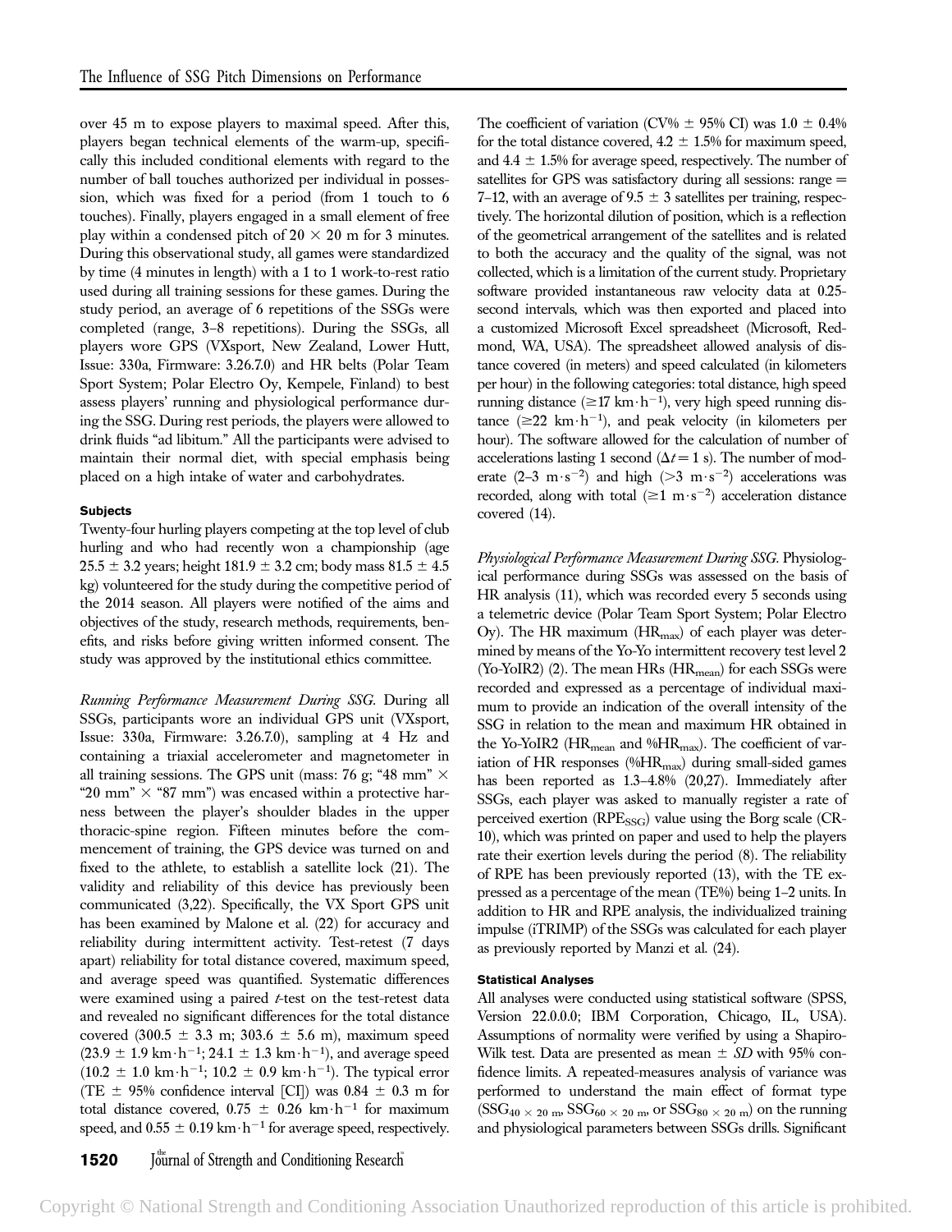over 45 m to expose players to maximal speed. After this, players began technical elements of the warm-up, specifically this included conditional elements with regard to the number of ball touches authorized per individual in possession, which was fixed for a period (from 1 touch to 6 touches). Finally, players engaged in a small element of free play within a condensed pitch of 20 × 20 m for 3 minutes. During this observational study, all games were standardized by time (4 minutes in length) with a 1 to 1 work-to-rest ratio used during all training sessions for these games. During the study period, an average of 6 repetitions of the SSGs were completed (range, 3–8 repetitions). During the SSGs, all players wore GPS (VXsport, New Zealand, Lower Hutt, Issue: 330a, Firmware: 3.26.7.0) and HR belts (Polar Team Sport System; Polar Electro Oy, Kempele, Finland) to best assess players' running and physiological performance during the SSG. During rest periods, the players were allowed to drink fluids "ad libitum." All the participants were advised to maintain their normal diet, with special emphasis being placed on a high intake of water and carbohydrates.

#### Subjects

Twenty-four hurling players competing at the top level of club hurling and who had recently won a championship (age 25.5 ± 3.2 years; height 181.9 ± 3.2 cm; body mass 81.5 ± 4.5 kg) volunteered for the study during the competitive period of the 2014 season. All players were notified of the aims and objectives of the study, research methods, requirements, benefits, and risks before giving written informed consent. The study was approved by the institutional ethics committee.

*Running Performance Measurement During SSG.* During all SSGs, participants wore an individual GPS unit (VXsport, Issue: 330a, Firmware: 3.26.7.0), sampling at 4 Hz and containing a triaxial accelerometer and magnetometer in all training sessions. The GPS unit (mass: 76 g; "48 mm" × "20 mm" × "87 mm") was encased within a protective harness between the player's shoulder blades in the upper thoracic-spine region. Fifteen minutes before the commencement of training, the GPS device was turned on and fixed to the athlete, to establish a satellite lock (21). The validity and reliability of this device has previously been communicated (3,22). Specifically, the VX Sport GPS unit has been examined by Malone et al. (22) for accuracy and reliability during intermittent activity. Test-retest (7 days apart) reliability for total distance covered, maximum speed, and average speed was quantified. Systematic differences were examined using a paired *t*-test on the test-retest data and revealed no significant differences for the total distance covered (300.5 ± 3.3 m; 303.6 ± 5.6 m), maximum speed (23.9 ± 1.9 $km \cdot h^{-1}$; 24.1 ± 1.3 $km \cdot h^{-1}$), and average speed (10.2 ± 1.0 $km \cdot h^{-1}$; 10.2 ± 0.9 $km \cdot h^{-1}$). The typical error (TE ± 95% confidence interval [CI]) was 0.84 ± 0.3 m for total distance covered, 0.75 ± 0.26 $km \cdot h^{-1}$ for maximum speed, and 0.55 ± 0.19 $km \cdot h^{-1}$ for average speed, respectively. The coefficient of variation (CV% ± 95% CI) was 1.0 ± 0.4% for the total distance covered, 4.2 ± 1.5% for maximum speed, and 4.4 ± 1.5% for average speed, respectively. The number of satellites for GPS was satisfactory during all sessions: range = 7–12, with an average of 9.5 ± 3 satellites per training, respectively. The horizontal dilution of position, which is a reflection of the geometrical arrangement of the satellites and is related to both the accuracy and the quality of the signal, was not collected, which is a limitation of the current study. Proprietary software provided instantaneous raw velocity data at 0.25-second intervals, which was then exported and placed into a customized Microsoft Excel spreadsheet (Microsoft, Redmond, WA, USA). The spreadsheet allowed analysis of distance covered (in meters) and speed calculated (in kilometers per hour) in the following categories: total distance, high speed running distance (≥17 $km \cdot h^{-1}$), very high speed running distance (≥22 $km \cdot h^{-1}$), and peak velocity (in kilometers per hour). The software allowed for the calculation of number of accelerations lasting 1 second ($\Delta t = 1$ s). The number of moderate (2–3 $m \cdot s^{-2}$) and high (>3 $m \cdot s^{-2}$) accelerations was recorded, along with total (≥1 $m \cdot s^{-2}$) acceleration distance covered (14).

*Physiological Performance Measurement During SSG.* Physiological performance during SSGs was assessed on the basis of HR analysis (11), which was recorded every 5 seconds using a telemetric device (Polar Team Sport System; Polar Electro Oy). The HR maximum ($HR_{max}$) of each player was determined by means of the Yo-Yo intermittent recovery test level 2 (Yo-YoIR2) (2). The mean HRs ($HR_{mean}$) for each SSGs were recorded and expressed as a percentage of individual maximum to provide an indication of the overall intensity of the SSG in relation to the mean and maximum HR obtained in the Yo-YoIR2 ($HR_{mean}$ and $\%HR_{max}$). The coefficient of variation of HR responses ($\%HR_{max}$) during small-sided games has been reported as 1.3–4.8% (20,27). Immediately after SSGs, each player was asked to manually register a rate of perceived exertion ($RPE_{SSG}$) value using the Borg scale (CR-10), which was printed on paper and used to help the players rate their exertion levels during the period (8). The reliability of RPE has been previously reported (13), with the TE expressed as a percentage of the mean (TE%) being 1–2 units. In addition to HR and RPE analysis, the individualized training impulse (iTRIMP) of the SSGs was calculated for each player as previously reported by Manzi et al. (24).

#### Statistical Analyses

All analyses were conducted using statistical software (SPSS, Version 22.0.0.0; IBM Corporation, Chicago, IL, USA). Assumptions of normality were verified by using a Shapiro-Wilk test. Data are presented as mean ± *SD* with 95% confidence limits. A repeated-measures analysis of variance was performed to understand the main effect of format type ($SSG_{40 \times 20\ m}$, $SSG_{60 \times 20\ m}$, or $SSG_{80 \times 20\ m}$) on the running and physiological parameters between SSGs drills. Significant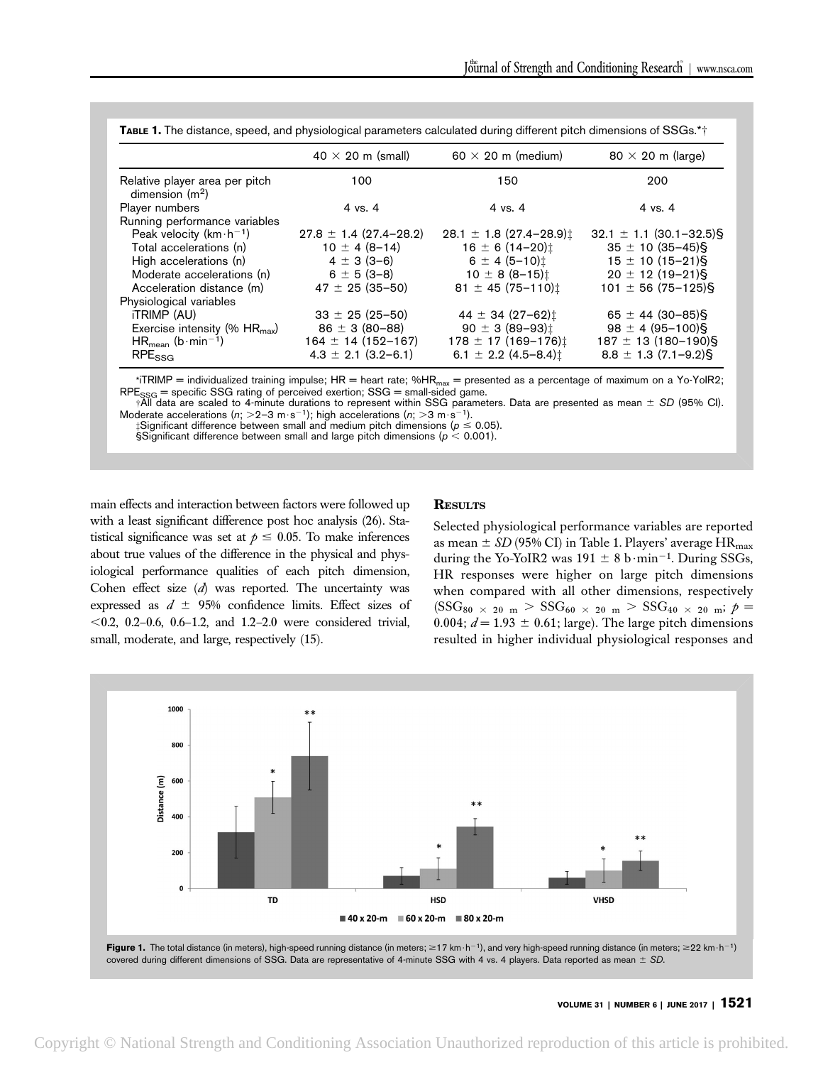**Table 1.** The distance, speed, and physiological parameters calculated during different pitch dimensions of SSGs.*†

| | 40 × 20 m (small) | 60 × 20 m (medium) | 80 × 20 m (large) |
|---|---|---|---|
| Relative player area per pitch dimension ($m^2$) | 100 | 150 | 200 |
| Player numbers | 4 vs. 4 | 4 vs. 4 | 4 vs. 4 |
| Running performance variables | | | |
| Peak velocity ($km \cdot h^{-1}$) | 27.8 ± 1.4 (27.4–28.2) | 28.1 ± 1.8 (27.4–28.9)‡ | 32.1 ± 1.1 (30.1–32.5)§ |
| Total accelerations (n) | 10 ± 4 (8–14) | 16 ± 6 (14–20)‡ | 35 ± 10 (35–45)§ |
| High accelerations (n) | 4 ± 3 (3–6) | 6 ± 4 (5–10)‡ | 15 ± 10 (15–21)§ |
| Moderate accelerations (n) | 6 ± 5 (3–8) | 10 ± 8 (8–15)‡ | 20 ± 12 (19–21)§ |
| Acceleration distance (m) | 47 ± 25 (35–50) | 81 ± 45 (75–110)‡ | 101 ± 56 (75–125)§ |
| Physiological variables | | | |
| iTRIMP (AU) | 33 ± 25 (25–50) | 44 ± 34 (27–62)‡ | 65 ± 44 (30–85)§ |
| Exercise intensity (% $HR_{max}$) | 86 ± 3 (80–88) | 90 ± 3 (89–93)‡ | 98 ± 4 (95–100)§ |
| $HR_{mean}$ ($b \cdot min^{-1}$) | 164 ± 14 (152–167) | 178 ± 17 (169–176)‡ | 187 ± 13 (180–190)§ |
| $RPE_{SSG}$ | 4.3 ± 2.1 (3.2–6.1) | 6.1 ± 2.2 (4.5–8.4)‡ | 8.8 ± 1.3 (7.1–9.2)§ |

*iTRIMP = individualized training impulse; HR = heart rate; $\%HR_{max}$ = presented as a percentage of maximum on a Yo-YoIR2; $RPE_{SSG}$ = specific SSG rating of perceived exertion; SSG = small-sided game.

†All data are scaled to 4-minute durations to represent within SSG parameters. Data are presented as mean ± SD (95% CI). Moderate accelerations (n; >2–3 $m \cdot s^{-1}$); high accelerations (n; >3 $m \cdot s^{-1}$).

‡Significant difference between small and medium pitch dimensions ($p \leq 0.05$).

§Significant difference between small and large pitch dimensions ($p < 0.001$).

main effects and interaction between factors were followed up with a least significant difference post hoc analysis (26). Statistical significance was set at $p \leq 0.05$. To make inferences about true values of the difference in the physical and physiological performance qualities of each pitch dimension, Cohen effect size ($d$) was reported. The uncertainty was expressed as $d \pm$ 95% confidence limits. Effect sizes of <0.2, 0.2–0.6, 0.6–1.2, and 1.2–2.0 were considered trivial, small, moderate, and large, respectively (15).

## Results

Selected physiological performance variables are reported as mean ± *SD* (95% CI) in Table 1. Players' average $HR_{max}$ during the Yo-YoIR2 was 191 ± 8 $b \cdot min^{-1}$. During SSGs, HR responses were higher on large pitch dimensions when compared with all other dimensions, respectively ($SSG_{80 \times 20 m} > SSG_{60 \times 20 m} > SSG_{40 \times 20 m}$; $p = 0.004$; $d = 1.93 \pm 0.61$; large). The large pitch dimensions resulted in higher individual physiological responses and

1000
800
600
400
200
0
Distance (m)
TD
HSD
VHSD
*
**
40 x 20-m
60 x 20-m
80 x 20-m

**Figure 1.** The total distance (in meters), high-speed running distance (in meters; ≥17 $km \cdot h^{-1}$), and very high-speed running distance (in meters; ≥22 $km \cdot h^{-1}$) covered during different dimensions of SSG. Data are representative of 4-minute SSG with 4 vs. 4 players. Data reported as mean ± SD.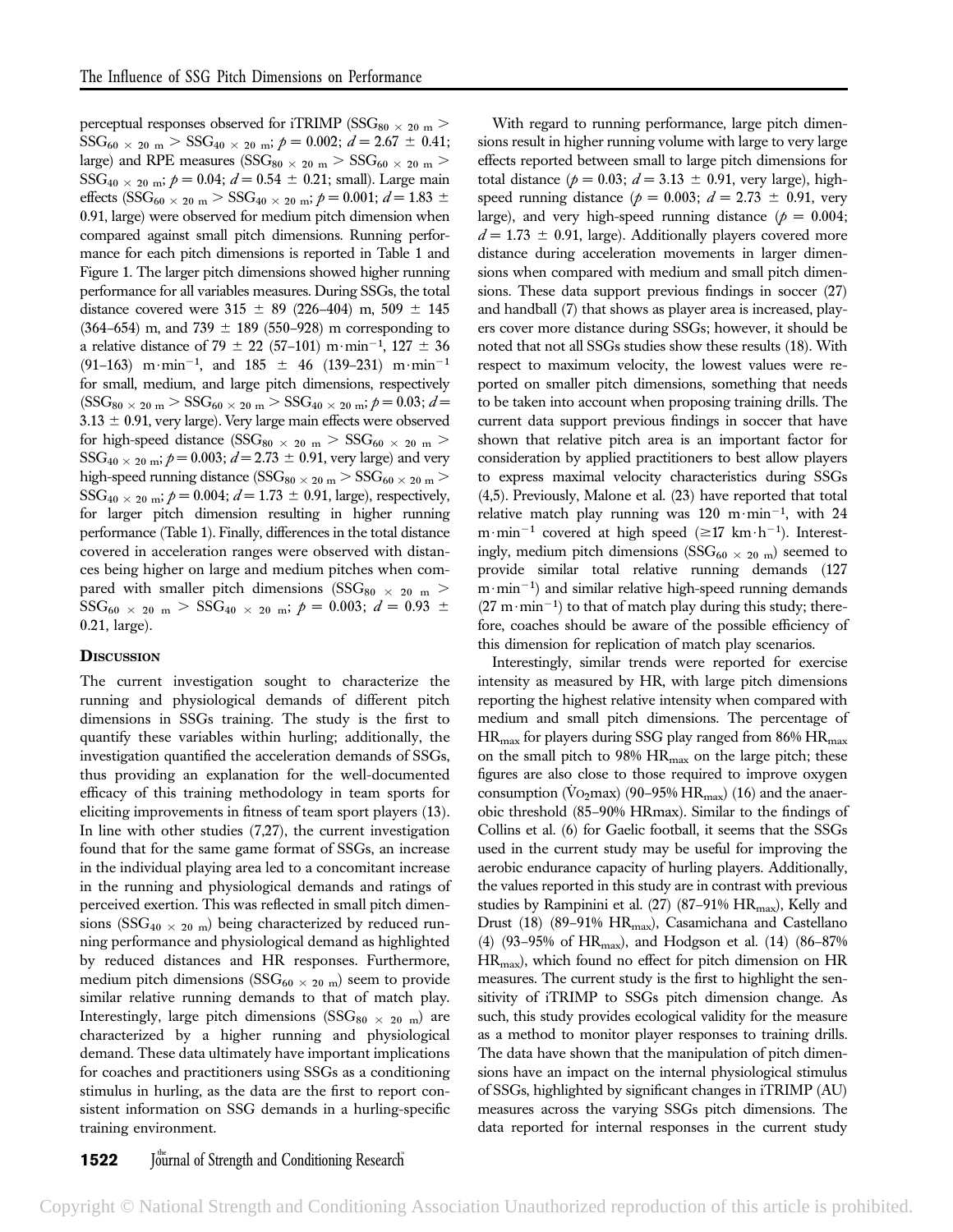perceptual responses observed for iTRIMP ($SSG_{80 \times 20\ m} > SSG_{60 \times 20\ m} > SSG_{40 \times 20\ m}$; $p = 0.002$; $d = 2.67 \pm 0.41$; large) and RPE measures ($SSG_{80 \times 20\ m} > SSG_{60 \times 20\ m} > SSG_{40 \times 20\ m}$; $p = 0.04$; $d = 0.54 \pm 0.21$; small). Large main effects ($SSG_{60 \times 20\ m} > SSG_{40 \times 20\ m}$; $p = 0.001$; $d = 1.83 \pm 0.91$, large) were observed for medium pitch dimension when compared against small pitch dimensions. Running performance for each pitch dimensions is reported in Table 1 and Figure 1. The larger pitch dimensions showed higher running performance for all variables measures. During SSGs, the total distance covered were 315 ± 89 (226–404) m, 509 ± 145 (364–654) m, and 739 ± 189 (550–928) m corresponding to a relative distance of 79 ± 22 (57–101) $m \cdot min^{-1}$, 127 ± 36 (91–163) $m \cdot min^{-1}$, and 185 ± 46 (139–231) $m \cdot min^{-1}$ for small, medium, and large pitch dimensions, respectively ($SSG_{80 \times 20\ m} > SSG_{60 \times 20\ m} > SSG_{40 \times 20\ m}$; $p = 0.03$; $d = 3.13 \pm 0.91$, very large). Very large main effects were observed for high-speed distance ($SSG_{80 \times 20\ m} > SSG_{60 \times 20\ m} > SSG_{40 \times 20\ m}$; $p = 0.003$; $d = 2.73 \pm 0.91$, very large) and very high-speed running distance ($SSG_{80 \times 20\ m} > SSG_{60 \times 20\ m} > SSG_{40 \times 20\ m}$; $p = 0.004$; $d = 1.73 \pm 0.91$, large), respectively, for larger pitch dimension resulting in higher running performance (Table 1). Finally, differences in the total distance covered in acceleration ranges were observed with distances being higher on large and medium pitches when compared with smaller pitch dimensions ($SSG_{80 \times 20\ m} > SSG_{60 \times 20\ m} > SSG_{40 \times 20\ m}$; $p = 0.003$; $d = 0.93 \pm 0.21$, large).

## Discussion

The current investigation sought to characterize the running and physiological demands of different pitch dimensions in SSGs training. The study is the first to quantify these variables within hurling; additionally, the investigation quantified the acceleration demands of SSGs, thus providing an explanation for the well-documented efficacy of this training methodology in team sports for eliciting improvements in fitness of team sport players (13). In line with other studies (7,27), the current investigation found that for the same game format of SSGs, an increase in the individual playing area led to a concomitant increase in the running and physiological demands and ratings of perceived exertion. This was reflected in small pitch dimensions ($SSG_{40 \times 20\ m}$) being characterized by reduced running performance and physiological demand as highlighted by reduced distances and HR responses. Furthermore, medium pitch dimensions ($SSG_{60 \times 20\ m}$) seem to provide similar relative running demands to that of match play. Interestingly, large pitch dimensions ($SSG_{80 \times 20\ m}$) are characterized by a higher running and physiological demand. These data ultimately have important implications for coaches and practitioners using SSGs as a conditioning stimulus in hurling, as the data are the first to report consistent information on SSG demands in a hurling-specific training environment.

With regard to running performance, large pitch dimensions result in higher running volume with large to very large effects reported between small to large pitch dimensions for total distance ($p = 0.03$; $d = 3.13 \pm 0.91$, very large), high-speed running distance ($p = 0.003$; $d = 2.73 \pm 0.91$, very large), and very high-speed running distance ($p = 0.004$; $d = 1.73 \pm 0.91$, large). Additionally players covered more distance during acceleration movements in larger dimensions when compared with medium and small pitch dimensions. These data support previous findings in soccer (27) and handball (7) that shows as player area is increased, players cover more distance during SSGs; however, it should be noted that not all SSGs studies show these results (18). With respect to maximum velocity, the lowest values were reported on smaller pitch dimensions, something that needs to be taken into account when proposing training drills. The current data support previous findings in soccer that have shown that relative pitch area is an important factor for consideration by applied practitioners to best allow players to express maximal velocity characteristics during SSGs (4,5). Previously, Malone et al. (23) have reported that total relative match play running was 120 $m \cdot min^{-1}$, with 24 $m \cdot min^{-1}$ covered at high speed ($\geq$17 $km \cdot h^{-1}$). Interestingly, medium pitch dimensions ($SSG_{60 \times 20\ m}$) seemed to provide similar total relative running demands (127 $m \cdot min^{-1}$) and similar relative high-speed running demands (27 $m \cdot min^{-1}$) to that of match play during this study; therefore, coaches should be aware of the possible efficiency of this dimension for replication of match play scenarios.

Interestingly, similar trends were reported for exercise intensity as measured by HR, with large pitch dimensions reporting the highest relative intensity when compared with medium and small pitch dimensions. The percentage of $HR_{max}$ for players during SSG play ranged from 86% $HR_{max}$ on the small pitch to 98% $HR_{max}$ on the large pitch; these figures are also close to those required to improve oxygen consumption ($\dot{V}O_2max$) (90–95% $HR_{max}$) (16) and the anaerobic threshold (85–90% HRmax). Similar to the findings of Collins et al. (6) for Gaelic football, it seems that the SSGs used in the current study may be useful for improving the aerobic endurance capacity of hurling players. Additionally, the values reported in this study are in contrast with previous studies by Rampinini et al. (27) (87–91% $HR_{max}$), Kelly and Drust (18) (89–91% $HR_{max}$), Casamichana and Castellano (4) (93–95% of $HR_{max}$), and Hodgson et al. (14) (86–87% $HR_{max}$), which found no effect for pitch dimension on HR measures. The current study is the first to highlight the sensitivity of iTRIMP to SSGs pitch dimension change. As such, this study provides ecological validity for the measure as a method to monitor player responses to training drills. The data have shown that the manipulation of pitch dimensions have an impact on the internal physiological stimulus of SSGs, highlighted by significant changes in iTRIMP (AU) measures across the varying SSGs pitch dimensions. The data reported for internal responses in the current study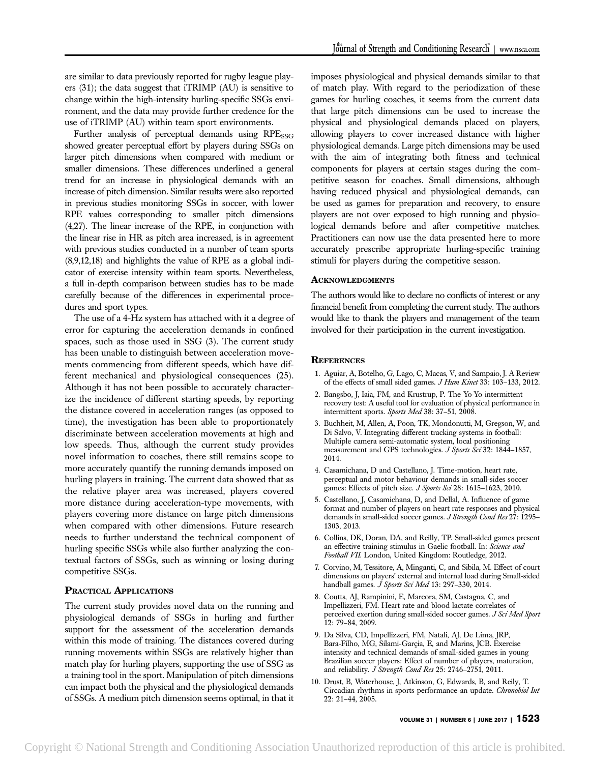are similar to data previously reported for rugby league players (31); the data suggest that iTRIMP (AU) is sensitive to change within the high-intensity hurling-specific SSGs environment, and the data may provide further credence for the use of iTRIMP (AU) within team sport environments.

Further analysis of perceptual demands using $RPE_{SSG}$ showed greater perceptual effort by players during SSGs on larger pitch dimensions when compared with medium or smaller dimensions. These differences underlined a general trend for an increase in physiological demands with an increase of pitch dimension. Similar results were also reported in previous studies monitoring SSGs in soccer, with lower RPE values corresponding to smaller pitch dimensions (4,27). The linear increase of the RPE, in conjunction with the linear rise in HR as pitch area increased, is in agreement with previous studies conducted in a number of team sports (8,9,12,18) and highlights the value of RPE as a global indicator of exercise intensity within team sports. Nevertheless, a full in-depth comparison between studies has to be made carefully because of the differences in experimental procedures and sport types.

The use of a 4-Hz system has attached with it a degree of error for capturing the acceleration demands in confined spaces, such as those used in SSG (3). The current study has been unable to distinguish between acceleration movements commencing from different speeds, which have different mechanical and physiological consequences (25). Although it has not been possible to accurately characterize the incidence of different starting speeds, by reporting the distance covered in acceleration ranges (as opposed to time), the investigation has been able to proportionately discriminate between acceleration movements at high and low speeds. Thus, although the current study provides novel information to coaches, there still remains scope to more accurately quantify the running demands imposed on hurling players in training. The current data showed that as the relative player area was increased, players covered more distance during acceleration-type movements, with players covering more distance on large pitch dimensions when compared with other dimensions. Future research needs to further understand the technical component of hurling specific SSGs while also further analyzing the contextual factors of SSGs, such as winning or losing during competitive SSGs.

## Practical Applications

The current study provides novel data on the running and physiological demands of SSGs in hurling and further support for the assessment of the acceleration demands within this mode of training. The distances covered during running movements within SSGs are relatively higher than match play for hurling players, supporting the use of SSG as a training tool in the sport. Manipulation of pitch dimensions can impact both the physical and the physiological demands of SSGs. A medium pitch dimension seems optimal, in that it imposes physiological and physical demands similar to that of match play. With regard to the periodization of these games for hurling coaches, it seems from the current data that large pitch dimensions can be used to increase the physical and physiological demands placed on players, allowing players to cover increased distance with higher physiological demands. Large pitch dimensions may be used with the aim of integrating both fitness and technical components for players at certain stages during the competitive season for coaches. Small dimensions, although having reduced physical and physiological demands, can be used as games for preparation and recovery, to ensure players are not over exposed to high running and physiological demands before and after competitive matches. Practitioners can now use the data presented here to more accurately prescribe appropriate hurling-specific training stimuli for players during the competitive season.

## Acknowledgments

The authors would like to declare no conflicts of interest or any financial benefit from completing the current study. The authors would like to thank the players and management of the team involved for their participation in the current investigation.

## References

1. Aguiar, A, Botelho, G, Lago, C, Macas, V, and Sampaio, J. A Review of the effects of small sided games. *J Hum Kinet* 33: 103–133, 2012.
2. Bangsbo, J, Iaia, FM, and Krustrup, P. The Yo-Yo intermittent recovery test: A useful tool for evaluation of physical performance in intermittent sports. *Sports Med* 38: 37–51, 2008.
3. Buchheit, M, Allen, A, Poon, TK, Mondonutti, M, Gregson, W, and Di Salvo, V. Integrating different tracking systems in football: Multiple camera semi-automatic system, local positioning measurement and GPS technologies. *J Sports Sci* 32: 1844–1857, 2014.
4. Casamichana, D and Castellano, J. Time-motion, heart rate, perceptual and motor behaviour demands in small-sides soccer games: Effects of pitch size. *J Sports Sci* 28: 1615–1623, 2010.
5. Castellano, J, Casamichana, D, and Dellal, A. Influence of game format and number of players on heart rate responses and physical demands in small-sided soccer games. *J Strength Cond Res* 27: 1295–1303, 2013.
6. Collins, DK, Doran, DA, and Reilly, TP. Small-sided games present an effective training stimulus in Gaelic football. In: *Science and Football VII*. London, United Kingdom: Routledge, 2012.
7. Corvino, M, Tessitore, A, Minganti, C, and Sibila, M. Effect of court dimensions on players' external and internal load during Small-sided handball games. *J Sports Sci Med* 13: 297–330, 2014.
8. Coutts, AJ, Rampinini, E, Marcora, SM, Castagna, C, and Impellizzeri, FM. Heart rate and blood lactate correlates of perceived exertion during small-sided soccer games. *J Sci Med Sport* 12: 79–84, 2009.
9. Da Silva, CD, Impellizzeri, FM, Natali, AJ, De Lima, JRP, Bara-Filho, MG, Silami-Garçia, E, and Marins, JCB. Exercise intensity and technical demands of small-sided games in young Brazilian soccer players: Effect of number of players, maturation, and reliability. *J Strength Cond Res* 25: 2746–2751, 2011.
10. Drust, B, Waterhouse, J, Atkinson, G, Edwards, B, and Reily, T. Circadian rhythms in sports performance-an update. *Chronobiol Int* 22: 21–44, 2005.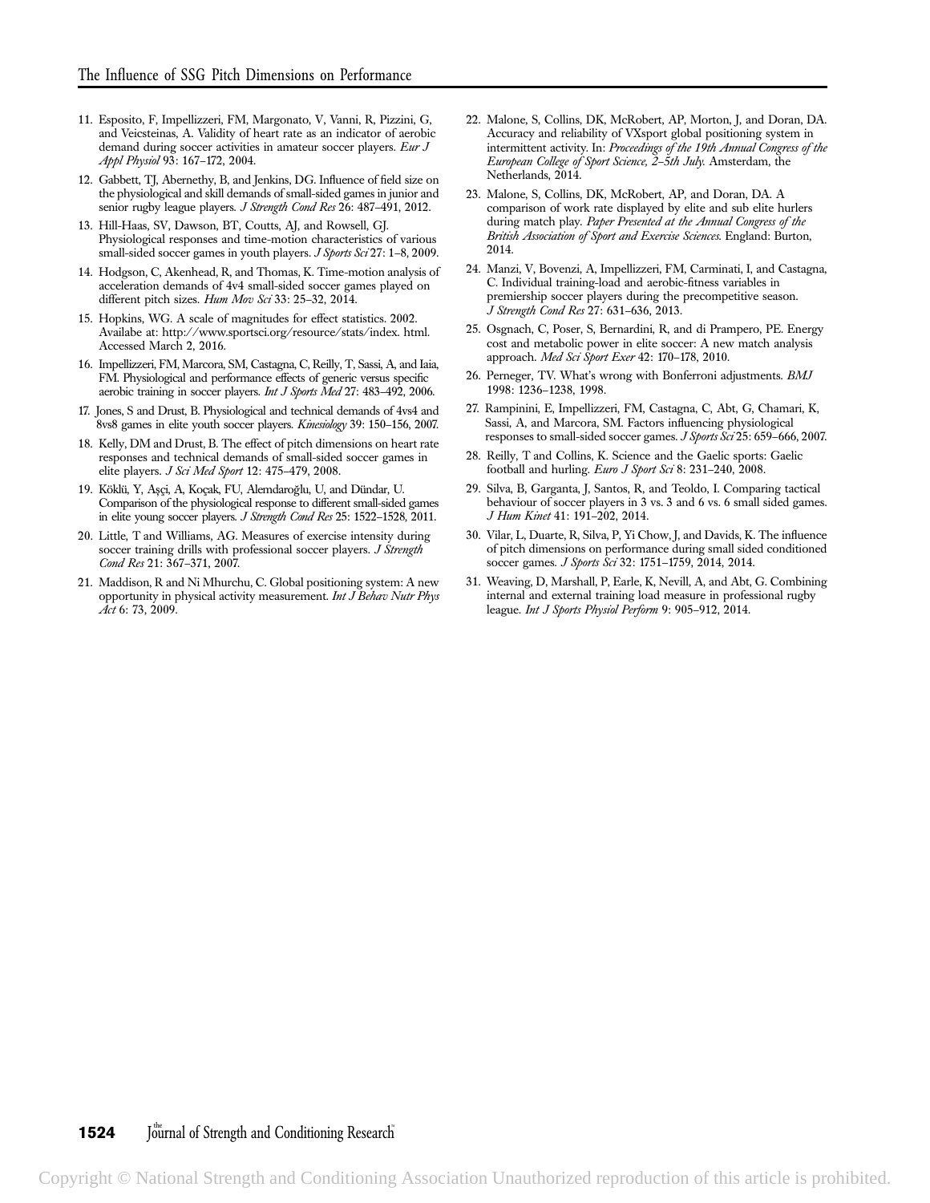11. Esposito, F, Impellizzeri, FM, Margonato, V, Vanni, R, Pizzini, G, and Veicsteinas, A. Validity of heart rate as an indicator of aerobic demand during soccer activities in amateur soccer players. *Eur J Appl Physiol* 93: 167–172, 2004.
12. Gabbett, TJ, Abernethy, B, and Jenkins, DG. Influence of field size on the physiological and skill demands of small-sided games in junior and senior rugby league players. *J Strength Cond Res* 26: 487–491, 2012.
13. Hill-Haas, SV, Dawson, BT, Coutts, AJ, and Rowsell, GJ. Physiological responses and time-motion characteristics of various small-sided soccer games in youth players. *J Sports Sci* 27: 1–8, 2009.
14. Hodgson, C, Akenhead, R, and Thomas, K. Time-motion analysis of acceleration demands of 4v4 small-sided soccer games played on different pitch sizes. *Hum Mov Sci* 33: 25–32, 2014.
15. Hopkins, WG. A scale of magnitudes for effect statistics. 2002. Availabe at: http://www.sportsci.org/resource/stats/index. html. Accessed March 2, 2016.
16. Impellizzeri, FM, Marcora, SM, Castagna, C, Reilly, T, Sassi, A, and Iaia, FM. Physiological and performance effects of generic versus specific aerobic training in soccer players. *Int J Sports Med* 27: 483–492, 2006.
17. Jones, S and Drust, B. Physiological and technical demands of 4vs4 and 8vs8 games in elite youth soccer players. *Kinesiology* 39: 150–156, 2007.
18. Kelly, DM and Drust, B. The effect of pitch dimensions on heart rate responses and technical demands of small-sided soccer games in elite players. *J Sci Med Sport* 12: 475–479, 2008.
19. Köklü, Y, Aşçi, A, Koçak, FU, Alemdaroğlu, U, and Dündar, U. Comparison of the physiological response to different small-sided games in elite young soccer players. *J Strength Cond Res* 25: 1522–1528, 2011.
20. Little, T and Williams, AG. Measures of exercise intensity during soccer training drills with professional soccer players. *J Strength Cond Res* 21: 367–371, 2007.
21. Maddison, R and Ni Mhurchu, C. Global positioning system: A new opportunity in physical activity measurement. *Int J Behav Nutr Phys Act* 6: 73, 2009.
22. Malone, S, Collins, DK, McRobert, AP, Morton, J, and Doran, DA. Accuracy and reliability of VXsport global positioning system in intermittent activity. In: *Proceedings of the 19th Annual Congress of the European College of Sport Science, 2–5th July*. Amsterdam, the Netherlands, 2014.
23. Malone, S, Collins, DK, McRobert, AP, and Doran, DA. A comparison of work rate displayed by elite and sub elite hurlers during match play. *Paper Presented at the Annual Congress of the British Association of Sport and Exercise Sciences*. England: Burton, 2014.
24. Manzi, V, Bovenzi, A, Impellizzeri, FM, Carminati, I, and Castagna, C. Individual training-load and aerobic-fitness variables in premiership soccer players during the precompetitive season. *J Strength Cond Res* 27: 631–636, 2013.
25. Osgnach, C, Poser, S, Bernardini, R, and di Prampero, PE. Energy cost and metabolic power in elite soccer: A new match analysis approach. *Med Sci Sport Exer* 42: 170–178, 2010.
26. Perneger, TV. What's wrong with Bonferroni adjustments. *BMJ* 1998: 1236–1238, 1998.
27. Rampinini, E, Impellizzeri, FM, Castagna, C, Abt, G, Chamari, K, Sassi, A, and Marcora, SM. Factors influencing physiological responses to small-sided soccer games. *J Sports Sci* 25: 659–666, 2007.
28. Reilly, T and Collins, K. Science and the Gaelic sports: Gaelic football and hurling. *Euro J Sport Sci* 8: 231–240, 2008.
29. Silva, B, Garganta, J, Santos, R, and Teoldo, I. Comparing tactical behaviour of soccer players in 3 vs. 3 and 6 vs. 6 small sided games. *J Hum Kinet* 41: 191–202, 2014.
30. Vilar, L, Duarte, R, Silva, P, Yi Chow, J, and Davids, K. The influence of pitch dimensions on performance during small sided conditioned soccer games. *J Sports Sci* 32: 1751–1759, 2014, 2014.
31. Weaving, D, Marshall, P, Earle, K, Nevill, A, and Abt, G. Combining internal and external training load measure in professional rugby league. *Int J Sports Physiol Perform* 9: 905–912, 2014.